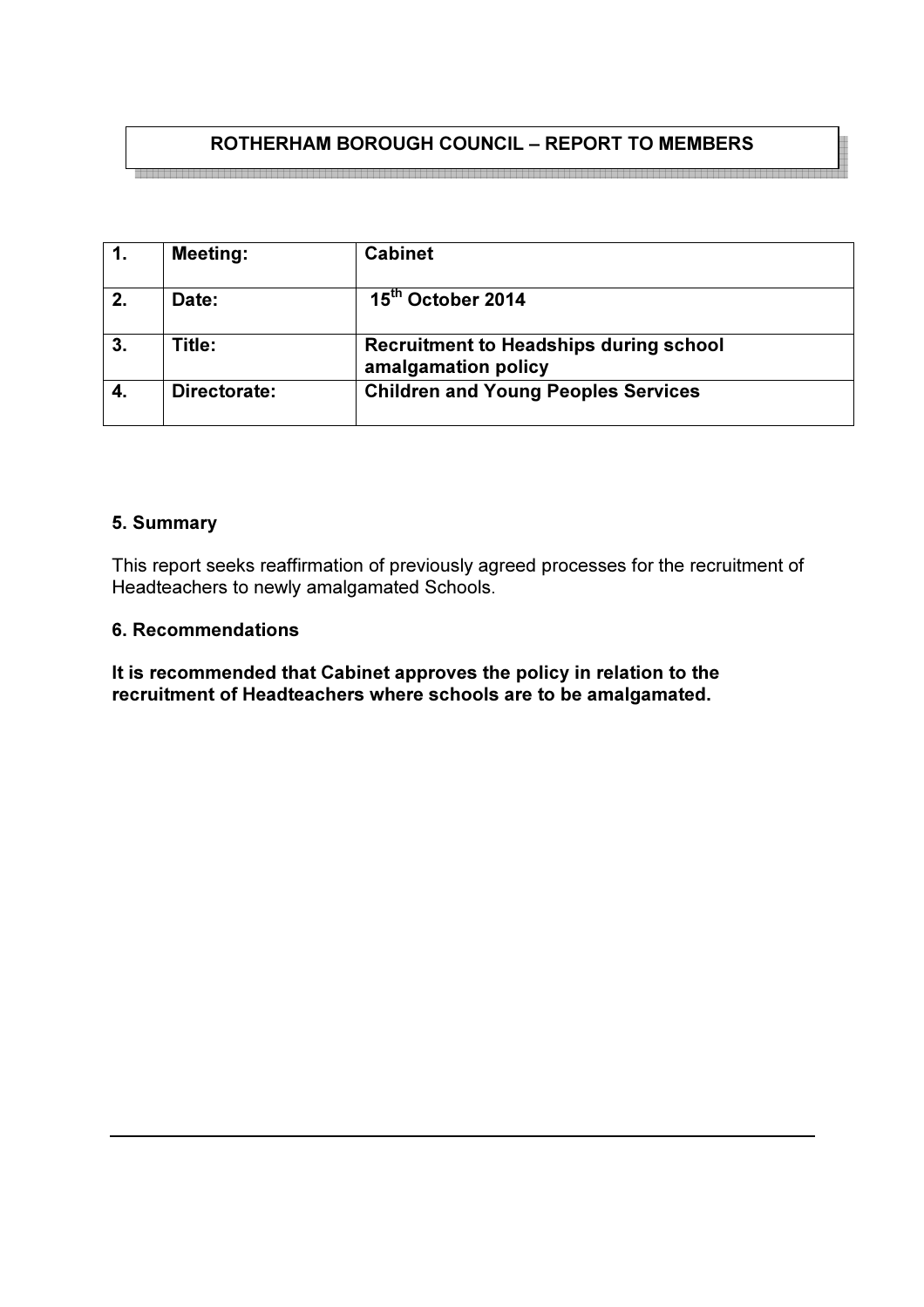# ROTHERHAM BOROUGH COUNCIL – REPORT TO MEMBERS

| 1. | Meeting: | Cabinet |
|---|---|---|
| 2. | Date: | 15th October 2014 |
| 3. | Title: | Recruitment to Headships during school amalgamation policy |
| 4. | Directorate: | Children and Young Peoples Services |

## 5. Summary

This report seeks reaffirmation of previously agreed processes for the recruitment of Headteachers to newly amalgamated Schools.

## 6. Recommendations

**It is recommended that Cabinet approves the policy in relation to the recruitment of Headteachers where schools are to be amalgamated.**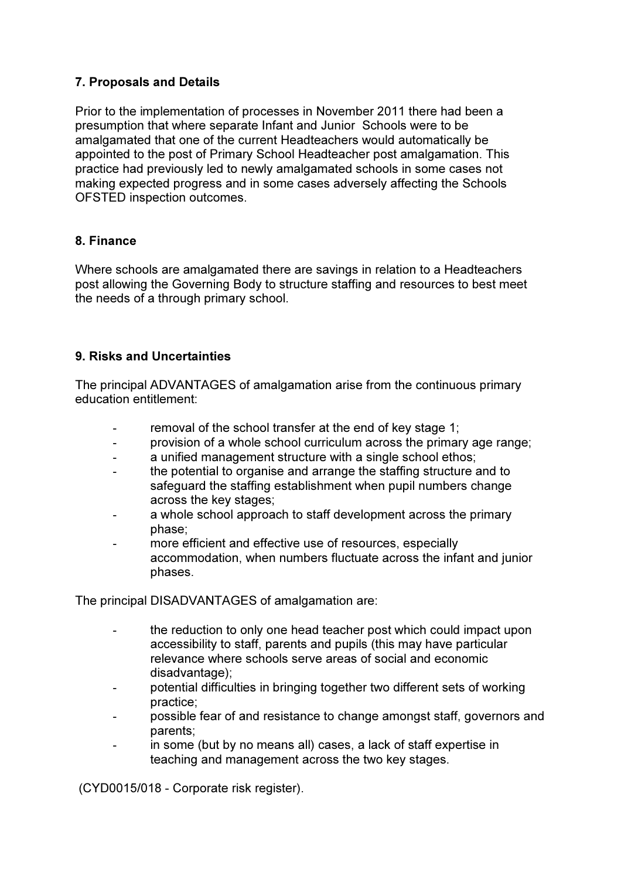## 7. Proposals and Details

Prior to the implementation of processes in November 2011 there had been a presumption that where separate Infant and Junior Schools were to be amalgamated that one of the current Headteachers would automatically be appointed to the post of Primary School Headteacher post amalgamation. This practice had previously led to newly amalgamated schools in some cases not making expected progress and in some cases adversely affecting the Schools OFSTED inspection outcomes.

## 8. Finance

Where schools are amalgamated there are savings in relation to a Headteachers post allowing the Governing Body to structure staffing and resources to best meet the needs of a through primary school.

## 9. Risks and Uncertainties

The principal ADVANTAGES of amalgamation arise from the continuous primary education entitlement:

- removal of the school transfer at the end of key stage 1;
- provision of a whole school curriculum across the primary age range;
- a unified management structure with a single school ethos;
- the potential to organise and arrange the staffing structure and to safeguard the staffing establishment when pupil numbers change across the key stages;
- a whole school approach to staff development across the primary phase;
- more efficient and effective use of resources, especially accommodation, when numbers fluctuate across the infant and junior phases.

The principal DISADVANTAGES of amalgamation are:

- the reduction to only one head teacher post which could impact upon accessibility to staff, parents and pupils (this may have particular relevance where schools serve areas of social and economic disadvantage);
- potential difficulties in bringing together two different sets of working practice;
- possible fear of and resistance to change amongst staff, governors and parents;
- in some (but by no means all) cases, a lack of staff expertise in teaching and management across the two key stages.

(CYD0015/018 - Corporate risk register).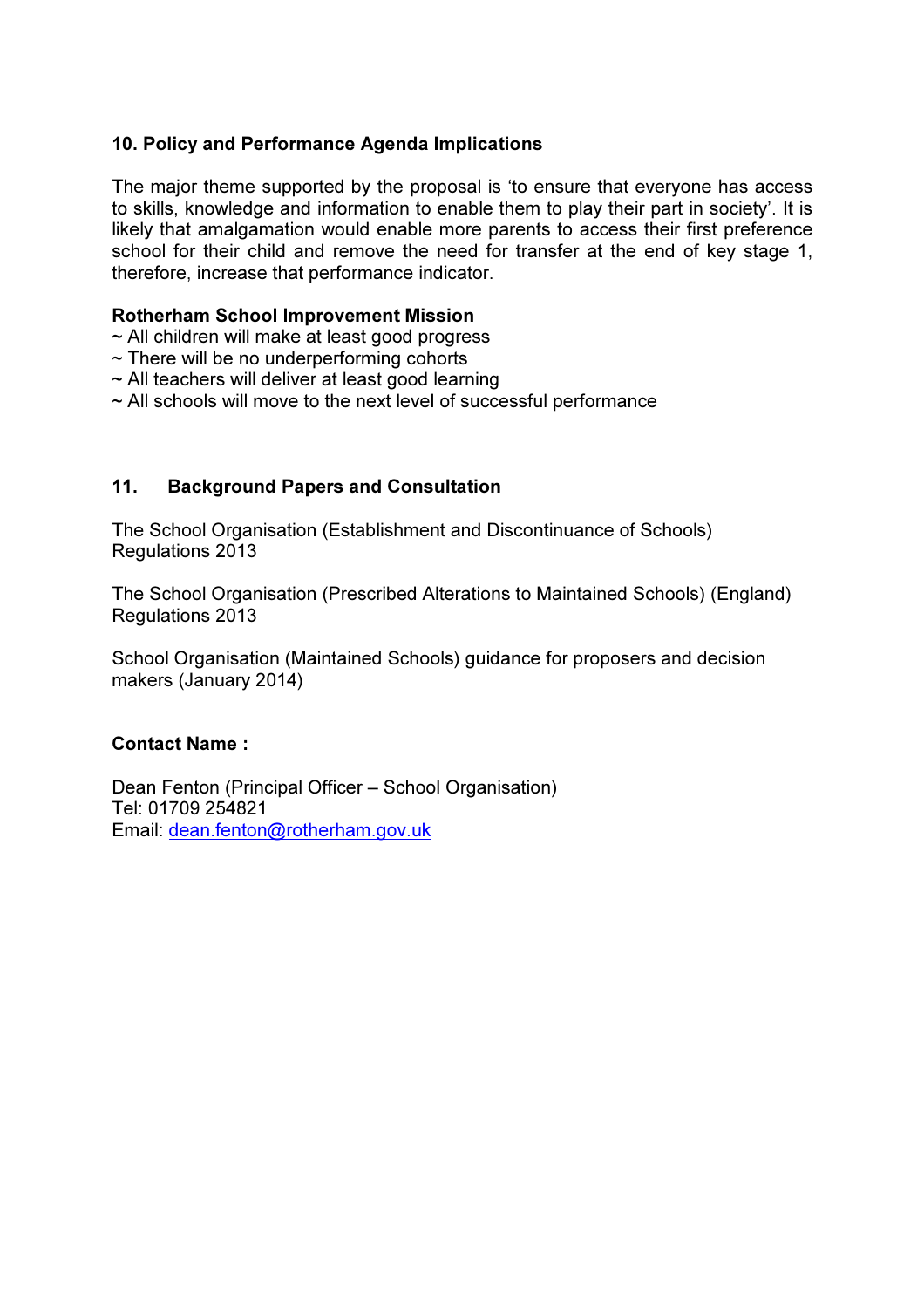## 10. Policy and Performance Agenda Implications

The major theme supported by the proposal is 'to ensure that everyone has access to skills, knowledge and information to enable them to play their part in society'. It is likely that amalgamation would enable more parents to access their first preference school for their child and remove the need for transfer at the end of key stage 1, therefore, increase that performance indicator.

**Rotherham School Improvement Mission**

~ All children will make at least good progress
~ There will be no underperforming cohorts
~ All teachers will deliver at least good learning
~ All schools will move to the next level of successful performance

## 11. Background Papers and Consultation

The School Organisation (Establishment and Discontinuance of Schools) Regulations 2013

The School Organisation (Prescribed Alterations to Maintained Schools) (England) Regulations 2013

School Organisation (Maintained Schools) guidance for proposers and decision makers (January 2014)

**Contact Name :**

Dean Fenton (Principal Officer – School Organisation)
Tel: 01709 254821
Email: dean.fenton@rotherham.gov.uk